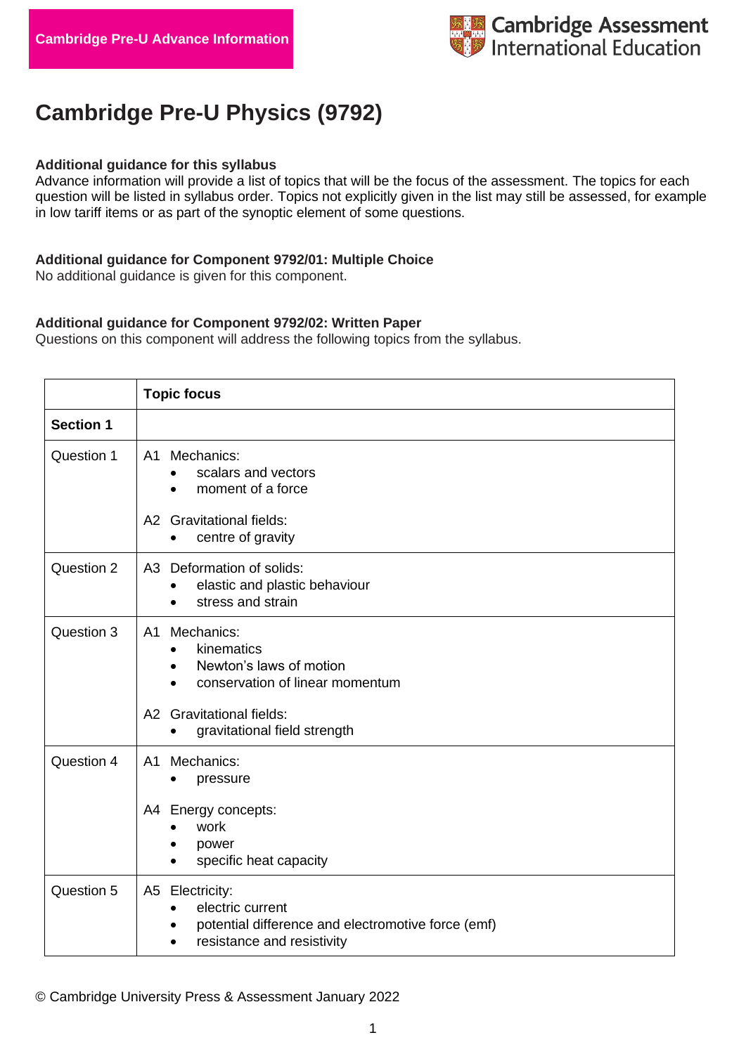Cambridge Pre-U Advance Information

Cambridge Assessment International Education

# Cambridge Pre-U Physics (9792)

**Additional guidance for this syllabus**
Advance information will provide a list of topics that will be the focus of the assessment. The topics for each question will be listed in syllabus order. Topics not explicitly given in the list may still be assessed, for example in low tariff items or as part of the synoptic element of some questions.

**Additional guidance for Component 9792/01: Multiple Choice**
No additional guidance is given for this component.

**Additional guidance for Component 9792/02: Written Paper**
Questions on this component will address the following topics from the syllabus.

| | **Topic focus** |
|---|---|
| **Section 1** | |
| Question 1 | A1 Mechanics:<br>• scalars and vectors<br>• moment of a force<br><br>A2 Gravitational fields:<br>• centre of gravity |
| Question 2 | A3 Deformation of solids:<br>• elastic and plastic behaviour<br>• stress and strain |
| Question 3 | A1 Mechanics:<br>• kinematics<br>• Newton's laws of motion<br>• conservation of linear momentum<br><br>A2 Gravitational fields:<br>• gravitational field strength |
| Question 4 | A1 Mechanics:<br>• pressure<br><br>A4 Energy concepts:<br>• work<br>• power<br>• specific heat capacity |
| Question 5 | A5 Electricity:<br>• electric current<br>• potential difference and electromotive force (emf)<br>• resistance and resistivity |

© Cambridge University Press & Assessment January 2022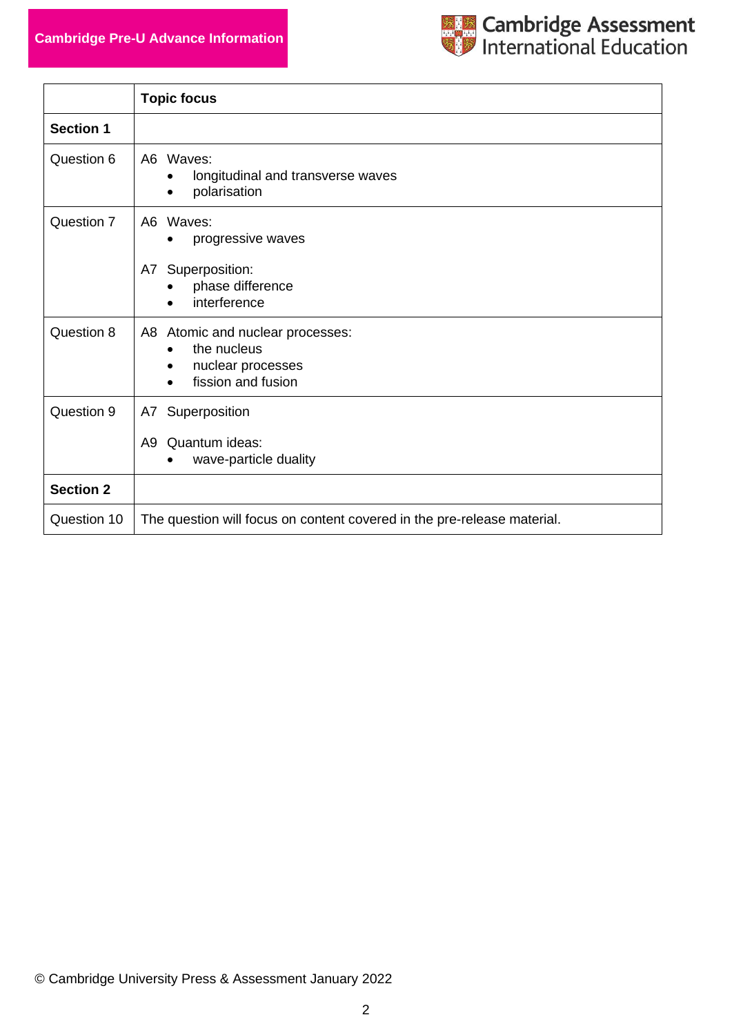| | Topic focus |
|---|---|
| **Section 1** | |
| Question 6 | A6 Waves:<br>• longitudinal and transverse waves<br>• polarisation |
| Question 7 | A6 Waves:<br>• progressive waves<br><br>A7 Superposition:<br>• phase difference<br>• interference |
| Question 8 | A8 Atomic and nuclear processes:<br>• the nucleus<br>• nuclear processes<br>• fission and fusion |
| Question 9 | A7 Superposition<br><br>A9 Quantum ideas:<br>• wave-particle duality |
| **Section 2** | |
| Question 10 | The question will focus on content covered in the pre-release material. |

© Cambridge University Press & Assessment January 2022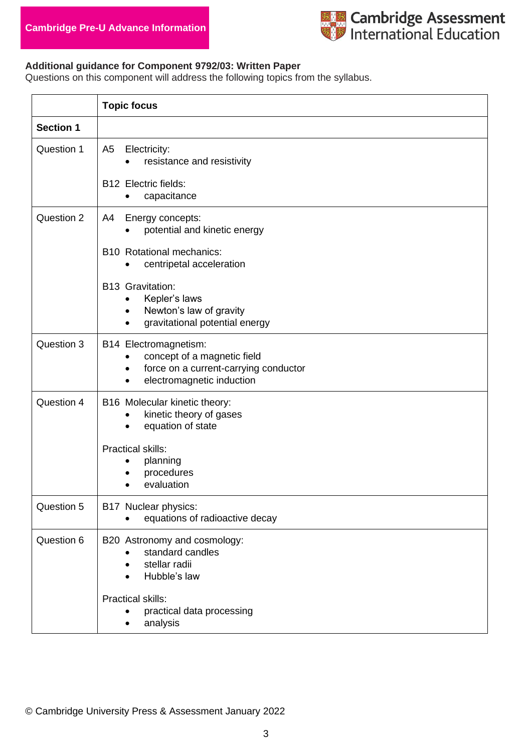**Cambridge Pre-U Advance Information**

**Additional guidance for Component 9792/03: Written Paper**
Questions on this component will address the following topics from the syllabus.

| | **Topic focus** |
|---|---|
| **Section 1** | |
| Question 1 | A5 Electricity:<br>• resistance and resistivity<br><br>B12 Electric fields:<br>• capacitance |
| Question 2 | A4 Energy concepts:<br>• potential and kinetic energy<br><br>B10 Rotational mechanics:<br>• centripetal acceleration<br><br>B13 Gravitation:<br>• Kepler's laws<br>• Newton's law of gravity<br>• gravitational potential energy |
| Question 3 | B14 Electromagnetism:<br>• concept of a magnetic field<br>• force on a current-carrying conductor<br>• electromagnetic induction |
| Question 4 | B16 Molecular kinetic theory:<br>• kinetic theory of gases<br>• equation of state<br><br>Practical skills:<br>• planning<br>• procedures<br>• evaluation |
| Question 5 | B17 Nuclear physics:<br>• equations of radioactive decay |
| Question 6 | B20 Astronomy and cosmology:<br>• standard candles<br>• stellar radii<br>• Hubble's law<br><br>Practical skills:<br>• practical data processing<br>• analysis |

© Cambridge University Press & Assessment January 2022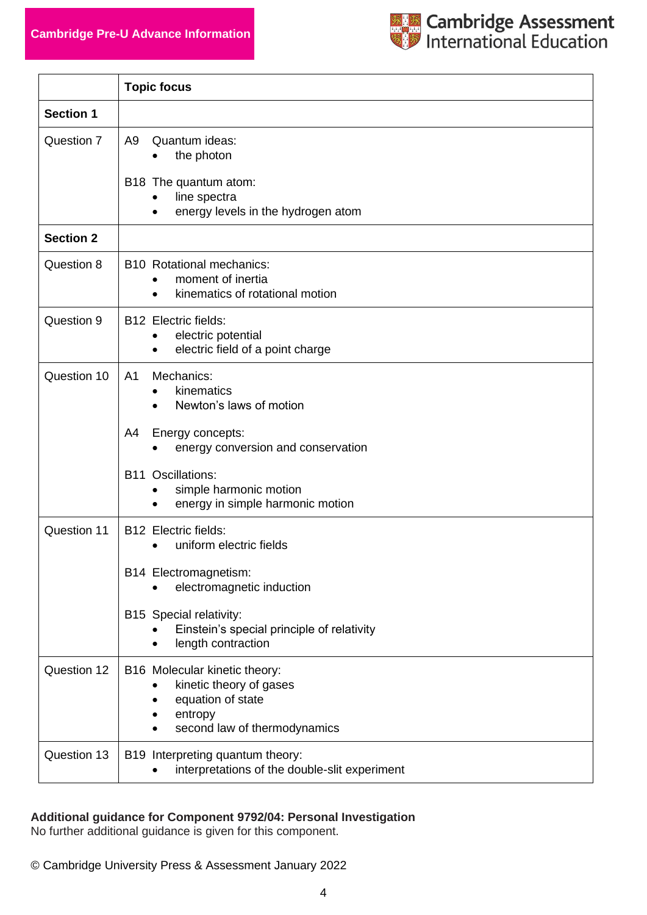| | Topic focus |
|---|---|
| **Section 1** | |
| Question 7 | A9 Quantum ideas:<br>• the photon<br><br>B18 The quantum atom:<br>• line spectra<br>• energy levels in the hydrogen atom |
| **Section 2** | |
| Question 8 | B10 Rotational mechanics:<br>• moment of inertia<br>• kinematics of rotational motion |
| Question 9 | B12 Electric fields:<br>• electric potential<br>• electric field of a point charge |
| Question 10 | A1 Mechanics:<br>• kinematics<br>• Newton's laws of motion<br><br>A4 Energy concepts:<br>• energy conversion and conservation<br><br>B11 Oscillations:<br>• simple harmonic motion<br>• energy in simple harmonic motion |
| Question 11 | B12 Electric fields:<br>• uniform electric fields<br><br>B14 Electromagnetism:<br>• electromagnetic induction<br><br>B15 Special relativity:<br>• Einstein's special principle of relativity<br>• length contraction |
| Question 12 | B16 Molecular kinetic theory:<br>• kinetic theory of gases<br>• equation of state<br>• entropy<br>• second law of thermodynamics |
| Question 13 | B19 Interpreting quantum theory:<br>• interpretations of the double-slit experiment |

**Additional guidance for Component 9792/04: Personal Investigation**
No further additional guidance is given for this component.

© Cambridge University Press & Assessment January 2022